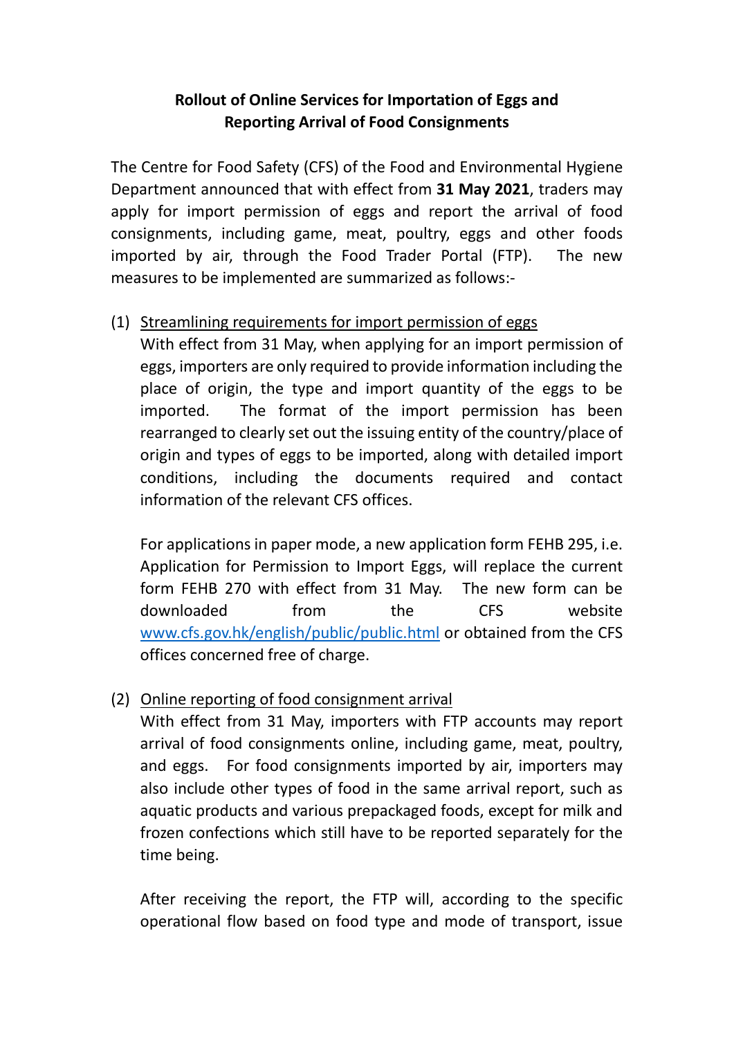# Rollout of Online Services for Importation of Eggs and Reporting Arrival of Food Consignments

The Centre for Food Safety (CFS) of the Food and Environmental Hygiene Department announced that with effect from **31 May 2021**, traders may apply for import permission of eggs and report the arrival of food consignments, including game, meat, poultry, eggs and other foods imported by air, through the Food Trader Portal (FTP). The new measures to be implemented are summarized as follows:-

(1) <u>Streamlining requirements for import permission of eggs</u>

With effect from 31 May, when applying for an import permission of eggs, importers are only required to provide information including the place of origin, the type and import quantity of the eggs to be imported. The format of the import permission has been rearranged to clearly set out the issuing entity of the country/place of origin and types of eggs to be imported, along with detailed import conditions, including the documents required and contact information of the relevant CFS offices.

For applications in paper mode, a new application form FEHB 295, i.e. Application for Permission to Import Eggs, will replace the current form FEHB 270 with effect from 31 May. The new form can be downloaded from the CFS website [www.cfs.gov.hk/english/public/public.html](www.cfs.gov.hk/english/public/public.html) or obtained from the CFS offices concerned free of charge.

(2) <u>Online reporting of food consignment arrival</u>

With effect from 31 May, importers with FTP accounts may report arrival of food consignments online, including game, meat, poultry, and eggs. For food consignments imported by air, importers may also include other types of food in the same arrival report, such as aquatic products and various prepackaged foods, except for milk and frozen confections which still have to be reported separately for the time being.

After receiving the report, the FTP will, according to the specific operational flow based on food type and mode of transport, issue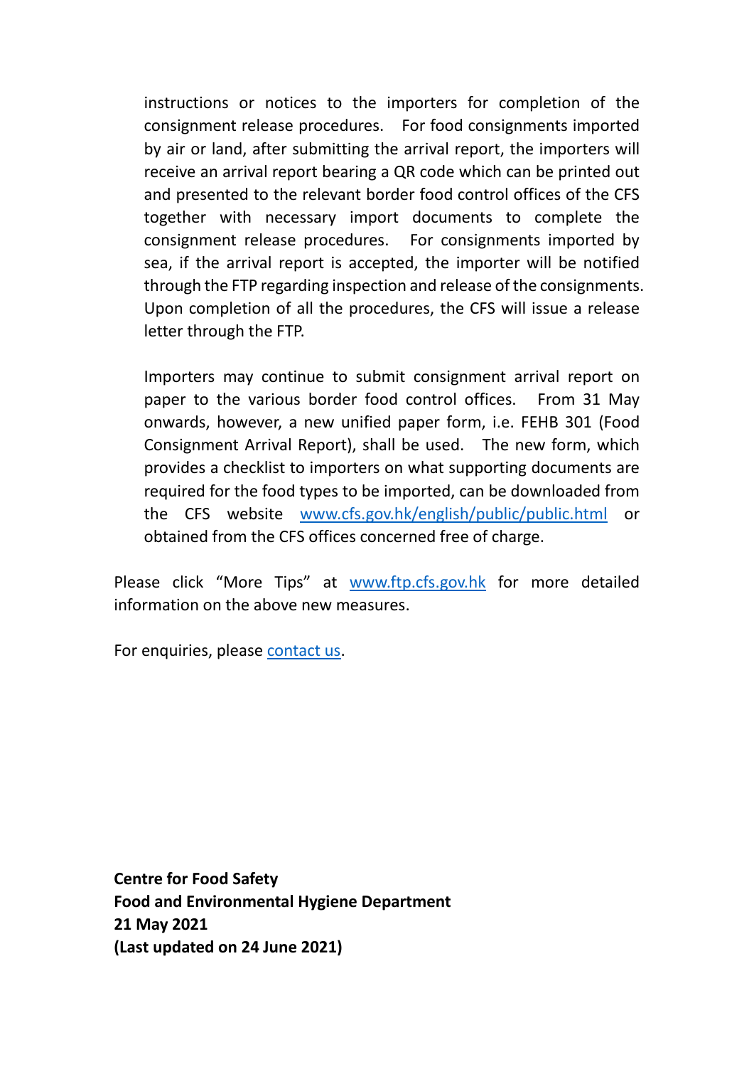instructions or notices to the importers for completion of the consignment release procedures. For food consignments imported by air or land, after submitting the arrival report, the importers will receive an arrival report bearing a QR code which can be printed out and presented to the relevant border food control offices of the CFS together with necessary import documents to complete the consignment release procedures. For consignments imported by sea, if the arrival report is accepted, the importer will be notified through the FTP regarding inspection and release of the consignments. Upon completion of all the procedures, the CFS will issue a release letter through the FTP.

Importers may continue to submit consignment arrival report on paper to the various border food control offices. From 31 May onwards, however, a new unified paper form, i.e. FEHB 301 (Food Consignment Arrival Report), shall be used. The new form, which provides a checklist to importers on what supporting documents are required for the food types to be imported, can be downloaded from the CFS website www.cfs.gov.hk/english/public/public.html or obtained from the CFS offices concerned free of charge.

Please click "More Tips" at www.ftp.cfs.gov.hk for more detailed information on the above new measures.

For enquiries, please contact us.

**Centre for Food Safety**
**Food and Environmental Hygiene Department**
**21 May 2021**
**(Last updated on 24 June 2021)**